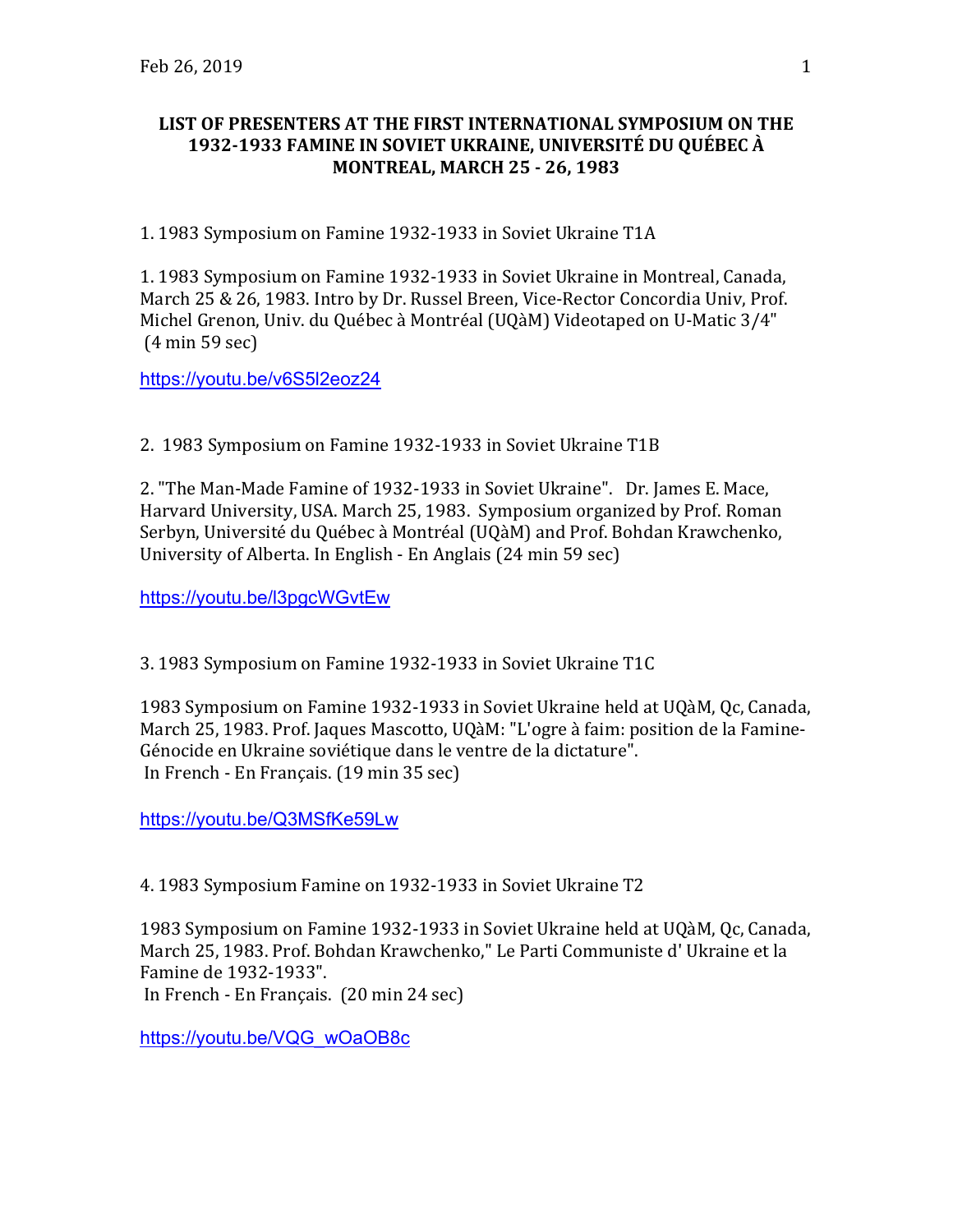# LIST OF PRESENTERS AT THE FIRST INTERNATIONAL SYMPOSIUM ON THE 1932-1933 FAMINE IN SOVIET UKRAINE, UNIVERSITÉ DU QUÉBEC À MONTREAL, MARCH 25 - 26, 1983

1. 1983 Symposium on Famine 1932-1933 in Soviet Ukraine T1A

1. 1983 Symposium on Famine 1932-1933 in Soviet Ukraine in Montreal, Canada, March 25 & 26, 1983. Intro by Dr. Russel Breen, Vice-Rector Concordia Univ, Prof. Michel Grenon, Univ. du Québec à Montréal (UQàM) Videotaped on U-Matic 3/4" (4 min 59 sec)

https://youtu.be/v6S5l2eoz24

2. 1983 Symposium on Famine 1932-1933 in Soviet Ukraine T1B

2. "The Man-Made Famine of 1932-1933 in Soviet Ukraine". Dr. James E. Mace, Harvard University, USA. March 25, 1983. Symposium organized by Prof. Roman Serbyn, Université du Québec à Montréal (UQàM) and Prof. Bohdan Krawchenko, University of Alberta. In English - En Anglais (24 min 59 sec)

https://youtu.be/l3pgcWGvtEw

3. 1983 Symposium on Famine 1932-1933 in Soviet Ukraine T1C

1983 Symposium on Famine 1932-1933 in Soviet Ukraine held at UQàM, Qc, Canada, March 25, 1983. Prof. Jaques Mascotto, UQàM: "L'ogre à faim: position de la Famine-Génocide en Ukraine soviétique dans le ventre de la dictature".
In French - En Français. (19 min 35 sec)

https://youtu.be/Q3MSfKe59Lw

4. 1983 Symposium Famine on 1932-1933 in Soviet Ukraine T2

1983 Symposium on Famine 1932-1933 in Soviet Ukraine held at UQàM, Qc, Canada, March 25, 1983. Prof. Bohdan Krawchenko," Le Parti Communiste d' Ukraine et la Famine de 1932-1933".
In French - En Français. (20 min 24 sec)

https://youtu.be/VQG_wOaOB8c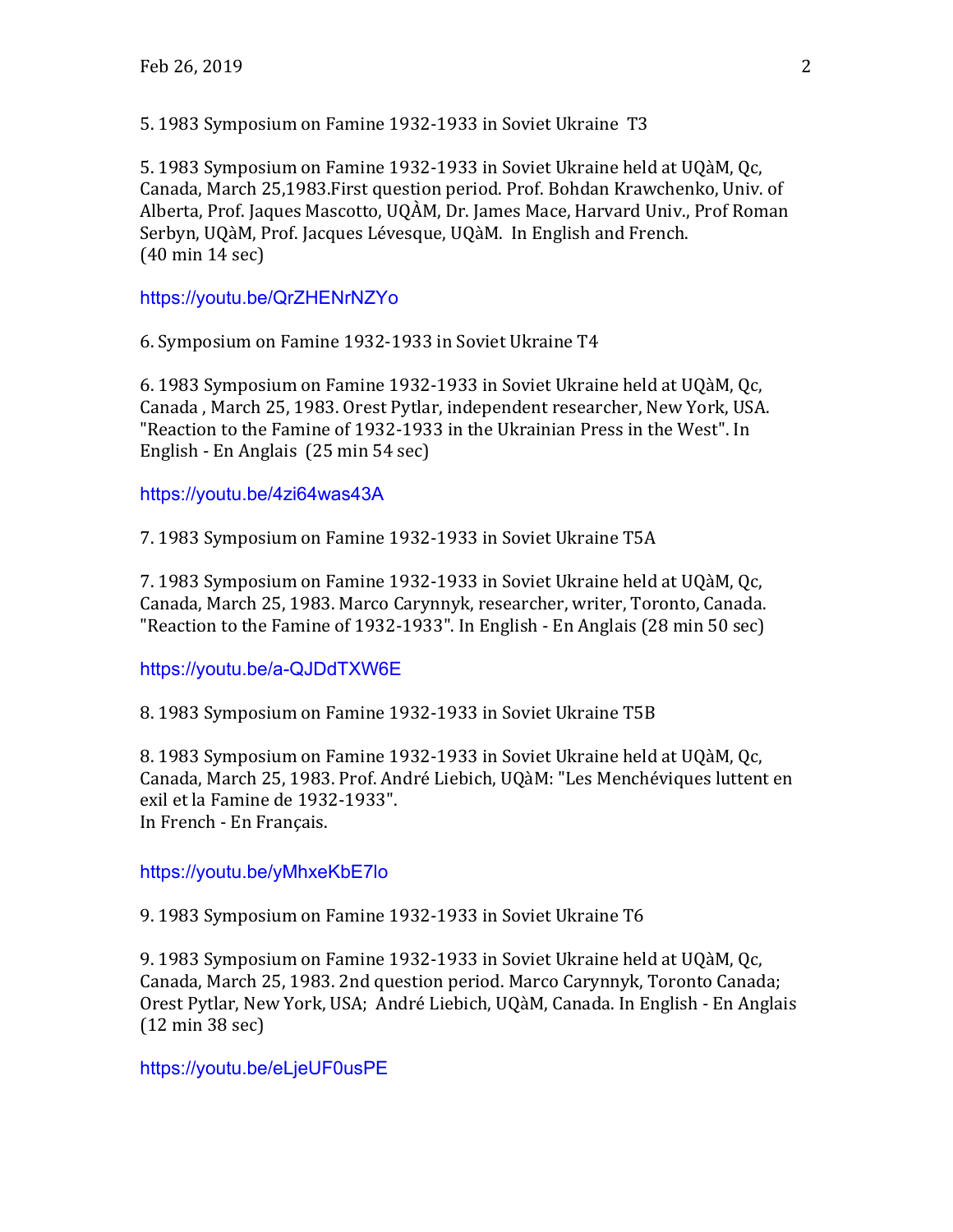5. 1983 Symposium on Famine 1932-1933 in Soviet Ukraine T3

5. 1983 Symposium on Famine 1932-1933 in Soviet Ukraine held at UQàM, Qc, Canada, March 25,1983.First question period. Prof. Bohdan Krawchenko, Univ. of Alberta, Prof. Jaques Mascotto, UQÀM, Dr. James Mace, Harvard Univ., Prof Roman Serbyn, UQàM, Prof. Jacques Lévesque, UQàM. In English and French. (40 min 14 sec)

https://youtu.be/QrZHENrNZYo

6. Symposium on Famine 1932-1933 in Soviet Ukraine T4

6. 1983 Symposium on Famine 1932-1933 in Soviet Ukraine held at UQàM, Qc, Canada , March 25, 1983. Orest Pytlar, independent researcher, New York, USA. "Reaction to the Famine of 1932-1933 in the Ukrainian Press in the West". In English - En Anglais (25 min 54 sec)

https://youtu.be/4zi64was43A

7. 1983 Symposium on Famine 1932-1933 in Soviet Ukraine T5A

7. 1983 Symposium on Famine 1932-1933 in Soviet Ukraine held at UQàM, Qc, Canada, March 25, 1983. Marco Carynnyk, researcher, writer, Toronto, Canada. "Reaction to the Famine of 1932-1933". In English - En Anglais (28 min 50 sec)

https://youtu.be/a-QJDdTXW6E

8. 1983 Symposium on Famine 1932-1933 in Soviet Ukraine T5B

8. 1983 Symposium on Famine 1932-1933 in Soviet Ukraine held at UQàM, Qc, Canada, March 25, 1983. Prof. André Liebich, UQàM: "Les Menchéviques luttent en exil et la Famine de 1932-1933".
In French - En Français.

https://youtu.be/yMhxeKbE7lo

9. 1983 Symposium on Famine 1932-1933 in Soviet Ukraine T6

9. 1983 Symposium on Famine 1932-1933 in Soviet Ukraine held at UQàM, Qc, Canada, March 25, 1983. 2nd question period. Marco Carynnyk, Toronto Canada; Orest Pytlar, New York, USA; André Liebich, UQàM, Canada. In English - En Anglais (12 min 38 sec)

https://youtu.be/eLjeUF0usPE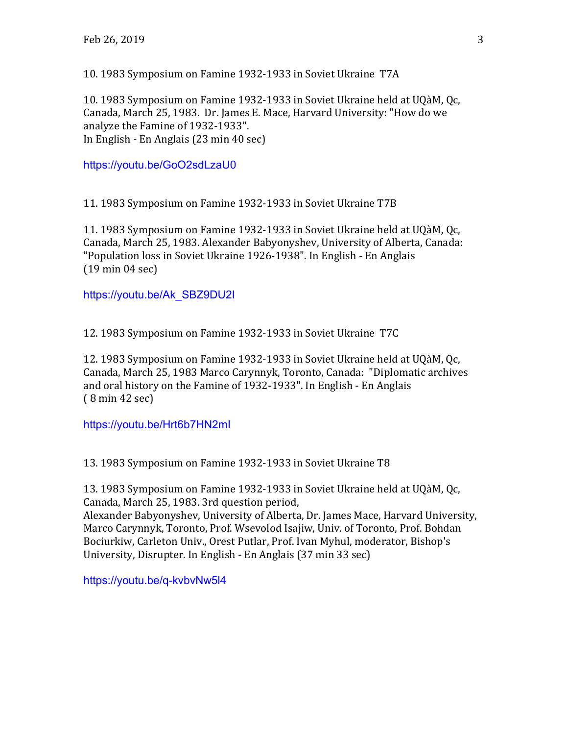10. 1983 Symposium on Famine 1932-1933 in Soviet Ukraine T7A

10. 1983 Symposium on Famine 1932-1933 in Soviet Ukraine held at UQàM, Qc, Canada, March 25, 1983. Dr. James E. Mace, Harvard University: "How do we analyze the Famine of 1932-1933".
In English - En Anglais (23 min 40 sec)

https://youtu.be/GoO2sdLzaU0

11. 1983 Symposium on Famine 1932-1933 in Soviet Ukraine T7B

11. 1983 Symposium on Famine 1932-1933 in Soviet Ukraine held at UQàM, Qc, Canada, March 25, 1983. Alexander Babyonyshev, University of Alberta, Canada: "Population loss in Soviet Ukraine 1926-1938". In English - En Anglais
(19 min 04 sec)

https://youtu.be/Ak_SBZ9DU2I

12. 1983 Symposium on Famine 1932-1933 in Soviet Ukraine T7C

12. 1983 Symposium on Famine 1932-1933 in Soviet Ukraine held at UQàM, Qc, Canada, March 25, 1983 Marco Carynnyk, Toronto, Canada: "Diplomatic archives and oral history on the Famine of 1932-1933". In English - En Anglais
( 8 min 42 sec)

https://youtu.be/Hrt6b7HN2mI

13. 1983 Symposium on Famine 1932-1933 in Soviet Ukraine T8

13. 1983 Symposium on Famine 1932-1933 in Soviet Ukraine held at UQàM, Qc, Canada, March 25, 1983. 3rd question period,
Alexander Babyonyshev, University of Alberta, Dr. James Mace, Harvard University, Marco Carynnyk, Toronto, Prof. Wsevolod Isajiw, Univ. of Toronto, Prof. Bohdan Bociurkiw, Carleton Univ., Orest Putlar, Prof. Ivan Myhul, moderator, Bishop's University, Disrupter. In English - En Anglais (37 min 33 sec)

https://youtu.be/q-kvbvNw5l4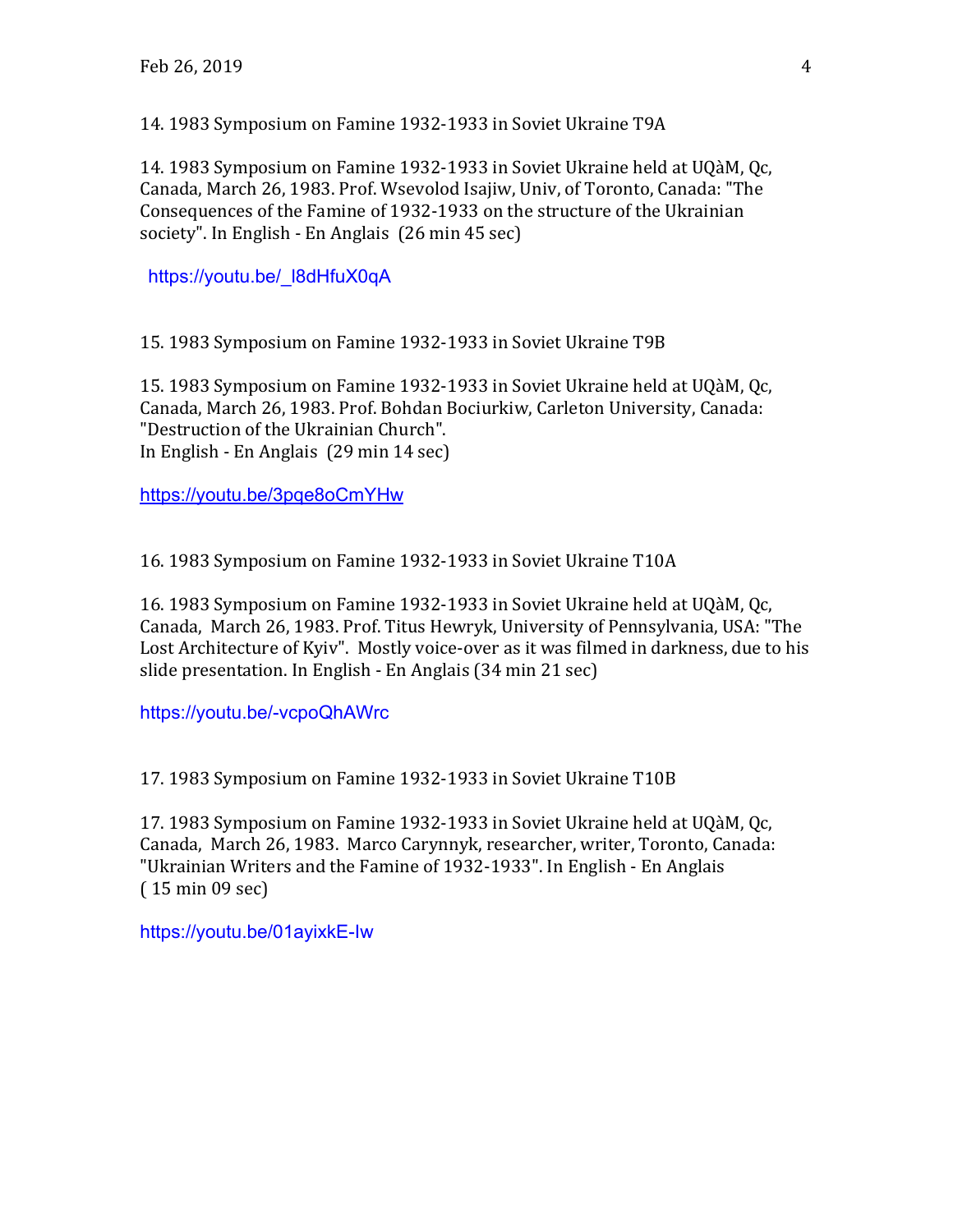14. 1983 Symposium on Famine 1932-1933 in Soviet Ukraine T9A

14. 1983 Symposium on Famine 1932-1933 in Soviet Ukraine held at UQàM, Qc, Canada, March 26, 1983. Prof. Wsevolod Isajiw, Univ, of Toronto, Canada: "The Consequences of the Famine of 1932-1933 on the structure of the Ukrainian society". In English - En Anglais (26 min 45 sec)

https://youtu.be/_l8dHfuX0qA

15. 1983 Symposium on Famine 1932-1933 in Soviet Ukraine T9B

15. 1983 Symposium on Famine 1932-1933 in Soviet Ukraine held at UQàM, Qc, Canada, March 26, 1983. Prof. Bohdan Bociurkiw, Carleton University, Canada: "Destruction of the Ukrainian Church".
In English - En Anglais (29 min 14 sec)

https://youtu.be/3pqe8oCmYHw

16. 1983 Symposium on Famine 1932-1933 in Soviet Ukraine T10A

16. 1983 Symposium on Famine 1932-1933 in Soviet Ukraine held at UQàM, Qc, Canada, March 26, 1983. Prof. Titus Hewryk, University of Pennsylvania, USA: "The Lost Architecture of Kyiv". Mostly voice-over as it was filmed in darkness, due to his slide presentation. In English - En Anglais (34 min 21 sec)

https://youtu.be/-vcpoQhAWrc

17. 1983 Symposium on Famine 1932-1933 in Soviet Ukraine T10B

17. 1983 Symposium on Famine 1932-1933 in Soviet Ukraine held at UQàM, Qc, Canada, March 26, 1983. Marco Carynnyk, researcher, writer, Toronto, Canada: "Ukrainian Writers and the Famine of 1932-1933". In English - En Anglais ( 15 min 09 sec)

https://youtu.be/01ayixkE-Iw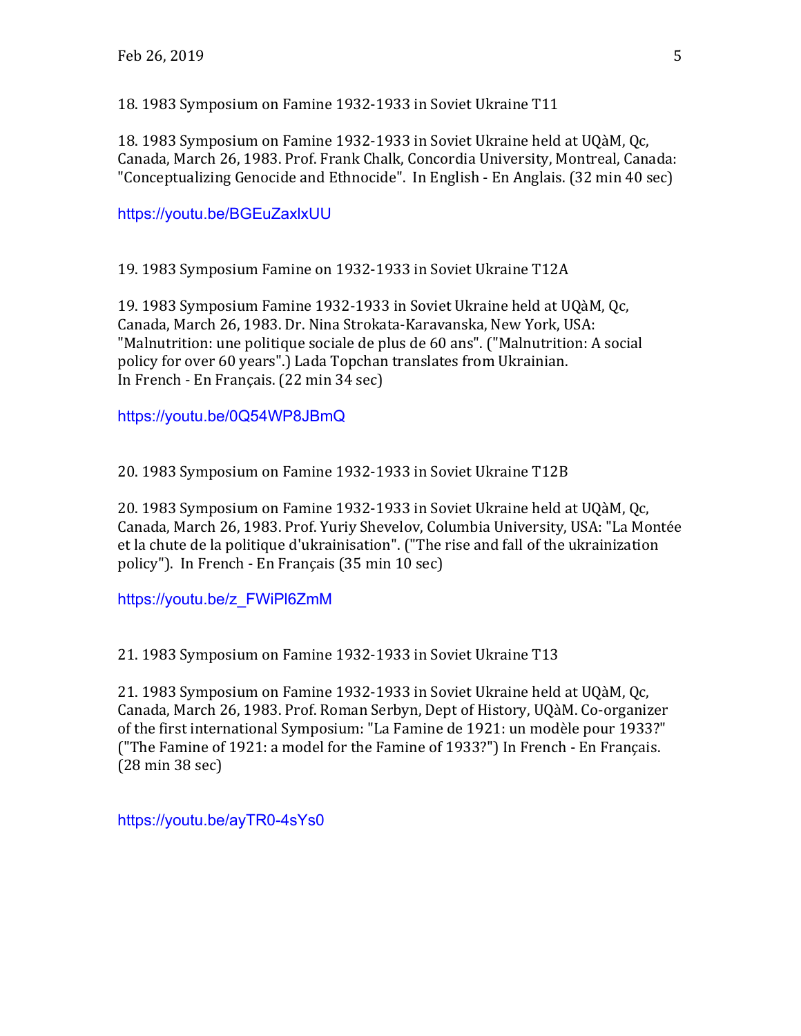18. 1983 Symposium on Famine 1932-1933 in Soviet Ukraine T11

18. 1983 Symposium on Famine 1932-1933 in Soviet Ukraine held at UQàM, Qc, Canada, March 26, 1983. Prof. Frank Chalk, Concordia University, Montreal, Canada: "Conceptualizing Genocide and Ethnocide". In English - En Anglais. (32 min 40 sec)

https://youtu.be/BGEuZaxlxUU

19. 1983 Symposium Famine on 1932-1933 in Soviet Ukraine T12A

19. 1983 Symposium Famine 1932-1933 in Soviet Ukraine held at UQàM, Qc, Canada, March 26, 1983. Dr. Nina Strokata-Karavanska, New York, USA: "Malnutrition: une politique sociale de plus de 60 ans". ("Malnutrition: A social policy for over 60 years".) Lada Topchan translates from Ukrainian. In French - En Français. (22 min 34 sec)

https://youtu.be/0Q54WP8JBmQ

20. 1983 Symposium on Famine 1932-1933 in Soviet Ukraine T12B

20. 1983 Symposium on Famine 1932-1933 in Soviet Ukraine held at UQàM, Qc, Canada, March 26, 1983. Prof. Yuriy Shevelov, Columbia University, USA: "La Montée et la chute de la politique d'ukrainisation". ("The rise and fall of the ukrainization policy"). In French - En Français (35 min 10 sec)

https://youtu.be/z_FWiPl6ZmM

21. 1983 Symposium on Famine 1932-1933 in Soviet Ukraine T13

21. 1983 Symposium on Famine 1932-1933 in Soviet Ukraine held at UQàM, Qc, Canada, March 26, 1983. Prof. Roman Serbyn, Dept of History, UQàM. Co-organizer of the first international Symposium: "La Famine de 1921: un modèle pour 1933?" ("The Famine of 1921: a model for the Famine of 1933?") In French - En Français. (28 min 38 sec)

https://youtu.be/ayTR0-4sYs0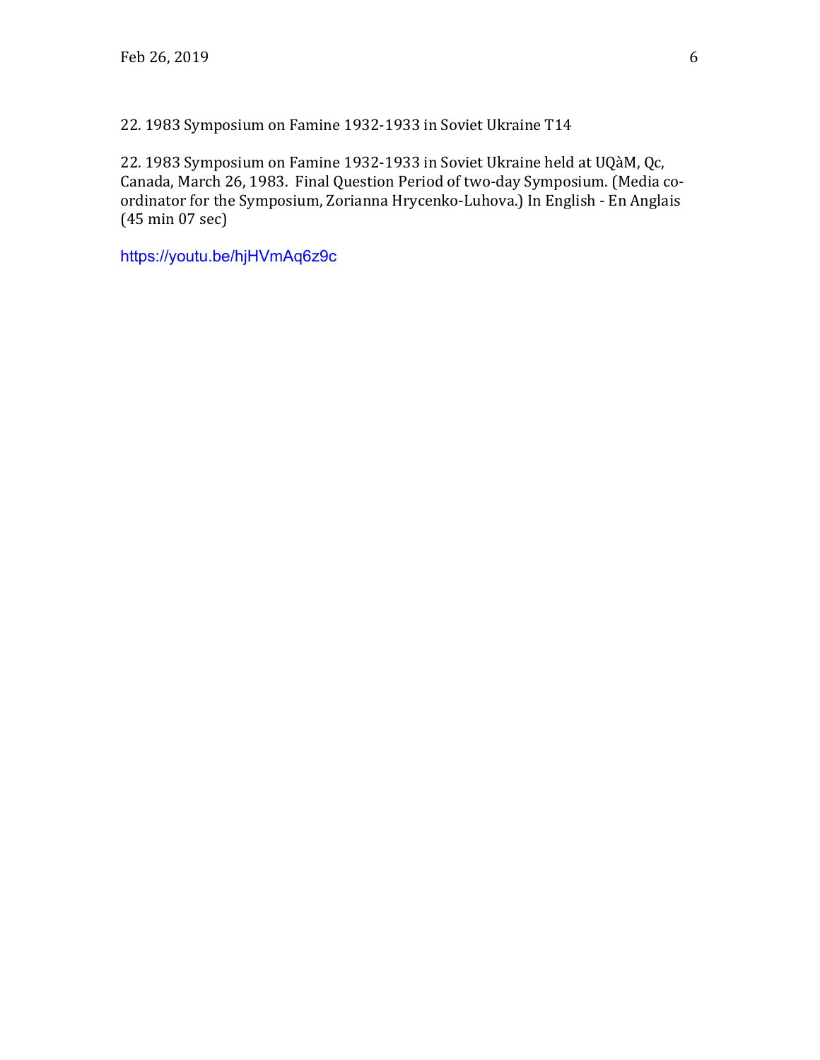22. 1983 Symposium on Famine 1932-1933 in Soviet Ukraine T14

22. 1983 Symposium on Famine 1932-1933 in Soviet Ukraine held at UQàM, Qc, Canada, March 26, 1983. Final Question Period of two-day Symposium. (Media co-ordinator for the Symposium, Zorianna Hrycenko-Luhova.) In English - En Anglais (45 min 07 sec)

https://youtu.be/hjHVmAq6z9c